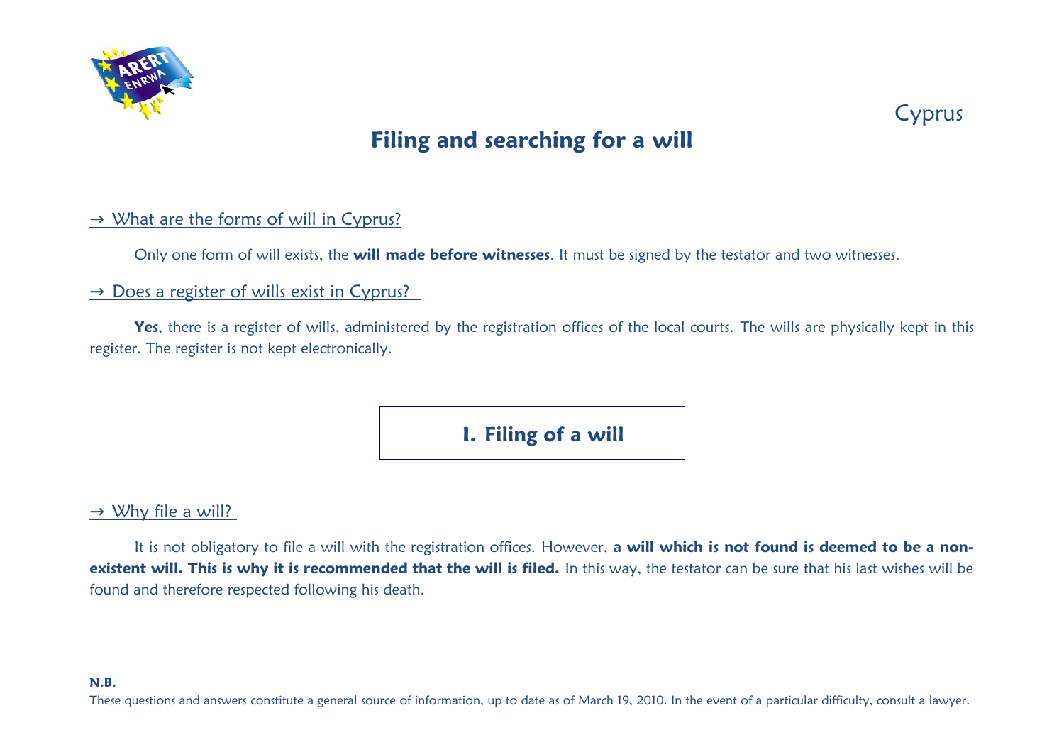Cyprus

# Filing and searching for a will

→ What are the forms of will in Cyprus?

Only one form of will exists, the **will made before witnesses**. It must be signed by the testator and two witnesses.

→ Does a register of wills exist in Cyprus?

**Yes**, there is a register of wills, administered by the registration offices of the local courts. The wills are physically kept in this register. The register is not kept electronically.

## I. Filing of a will

→ Why file a will?

It is not obligatory to file a will with the registration offices. However, **a will which is not found is deemed to be a non-existent will. This is why it is recommended that the will is filed.** In this way, the testator can be sure that his last wishes will be found and therefore respected following his death.

**N.B.**

These questions and answers constitute a general source of information, up to date as of March 19, 2010. In the event of a particular difficulty, consult a lawyer.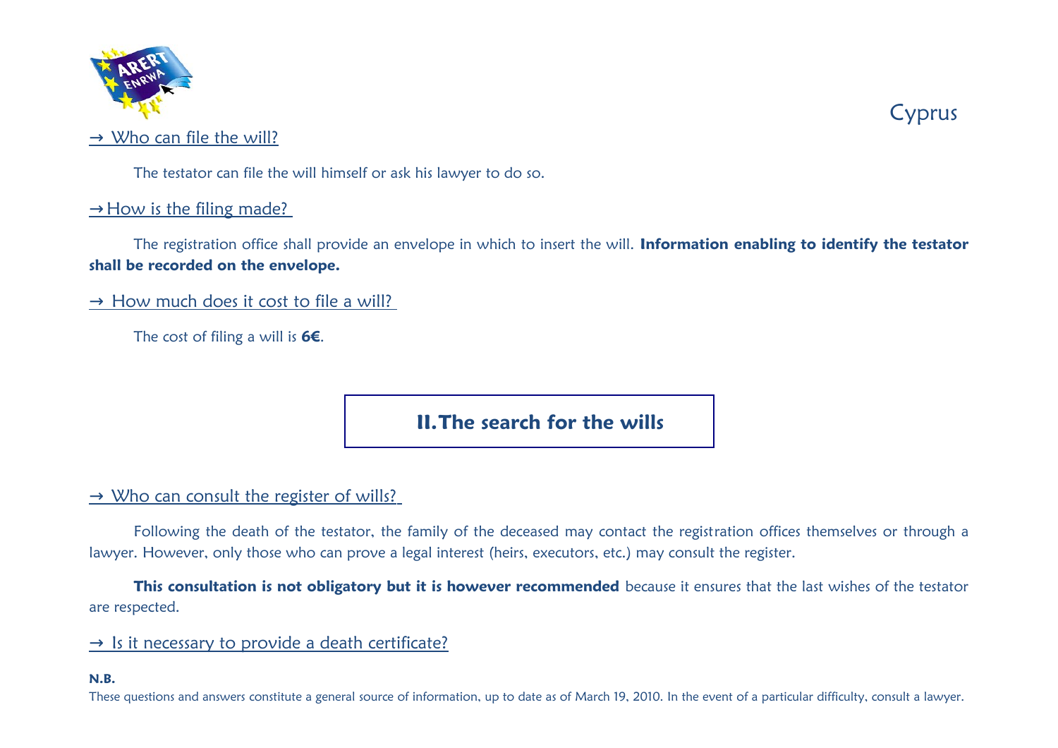→ Who can file the will?

The testator can file the will himself or ask his lawyer to do so.

→ How is the filing made?

The registration office shall provide an envelope in which to insert the will. **Information enabling to identify the testator shall be recorded on the envelope.**

→ How much does it cost to file a will?

The cost of filing a will is **6€**.

## II. The search for the wills

→ Who can consult the register of wills?

Following the death of the testator, the family of the deceased may contact the registration offices themselves or through a lawyer. However, only those who can prove a legal interest (heirs, executors, etc.) may consult the register.

**This consultation is not obligatory but it is however recommended** because it ensures that the last wishes of the testator are respected.

→ Is it necessary to provide a death certificate?

**N.B.**

These questions and answers constitute a general source of information, up to date as of March 19, 2010. In the event of a particular difficulty, consult a lawyer.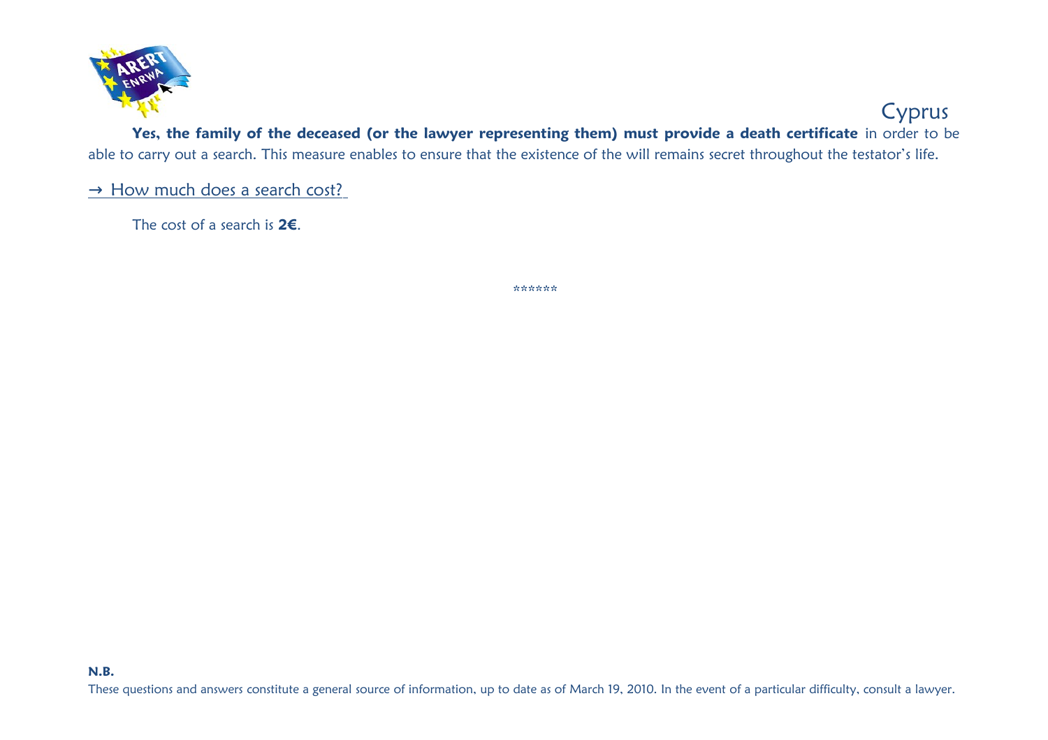**Yes, the family of the deceased (or the lawyer representing them) must provide a death certificate** in order to be able to carry out a search. This measure enables to ensure that the existence of the will remains secret throughout the testator's life.

→ How much does a search cost?

The cost of a search is **2€**.

******

**N.B.**

These questions and answers constitute a general source of information, up to date as of March 19, 2010. In the event of a particular difficulty, consult a lawyer.